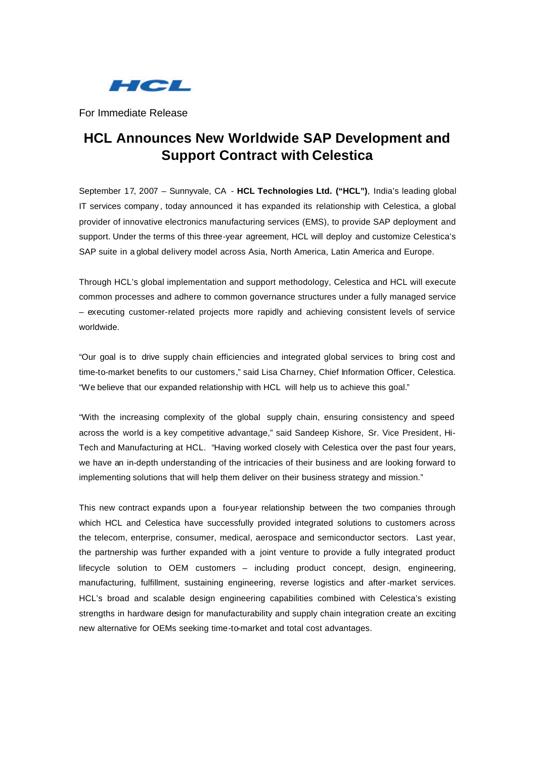For Immediate Release

# HCL Announces New Worldwide SAP Development and Support Contract with Celestica

September 17, 2007 – Sunnyvale, CA - **HCL Technologies Ltd. ("HCL")**, India's leading global IT services company, today announced it has expanded its relationship with Celestica, a global provider of innovative electronics manufacturing services (EMS), to provide SAP deployment and support. Under the terms of this three-year agreement, HCL will deploy and customize Celestica's SAP suite in a global delivery model across Asia, North America, Latin America and Europe.

Through HCL's global implementation and support methodology, Celestica and HCL will execute common processes and adhere to common governance structures under a fully managed service – executing customer-related projects more rapidly and achieving consistent levels of service worldwide.

"Our goal is to drive supply chain efficiencies and integrated global services to bring cost and time-to-market benefits to our customers," said Lisa Charney, Chief Information Officer, Celestica. "We believe that our expanded relationship with HCL will help us to achieve this goal."

"With the increasing complexity of the global supply chain, ensuring consistency and speed across the world is a key competitive advantage," said Sandeep Kishore, Sr. Vice President, Hi-Tech and Manufacturing at HCL. "Having worked closely with Celestica over the past four years, we have an in-depth understanding of the intricacies of their business and are looking forward to implementing solutions that will help them deliver on their business strategy and mission."

This new contract expands upon a four-year relationship between the two companies through which HCL and Celestica have successfully provided integrated solutions to customers across the telecom, enterprise, consumer, medical, aerospace and semiconductor sectors. Last year, the partnership was further expanded with a joint venture to provide a fully integrated product lifecycle solution to OEM customers – including product concept, design, engineering, manufacturing, fulfillment, sustaining engineering, reverse logistics and after-market services. HCL's broad and scalable design engineering capabilities combined with Celestica's existing strengths in hardware design for manufacturability and supply chain integration create an exciting new alternative for OEMs seeking time-to-market and total cost advantages.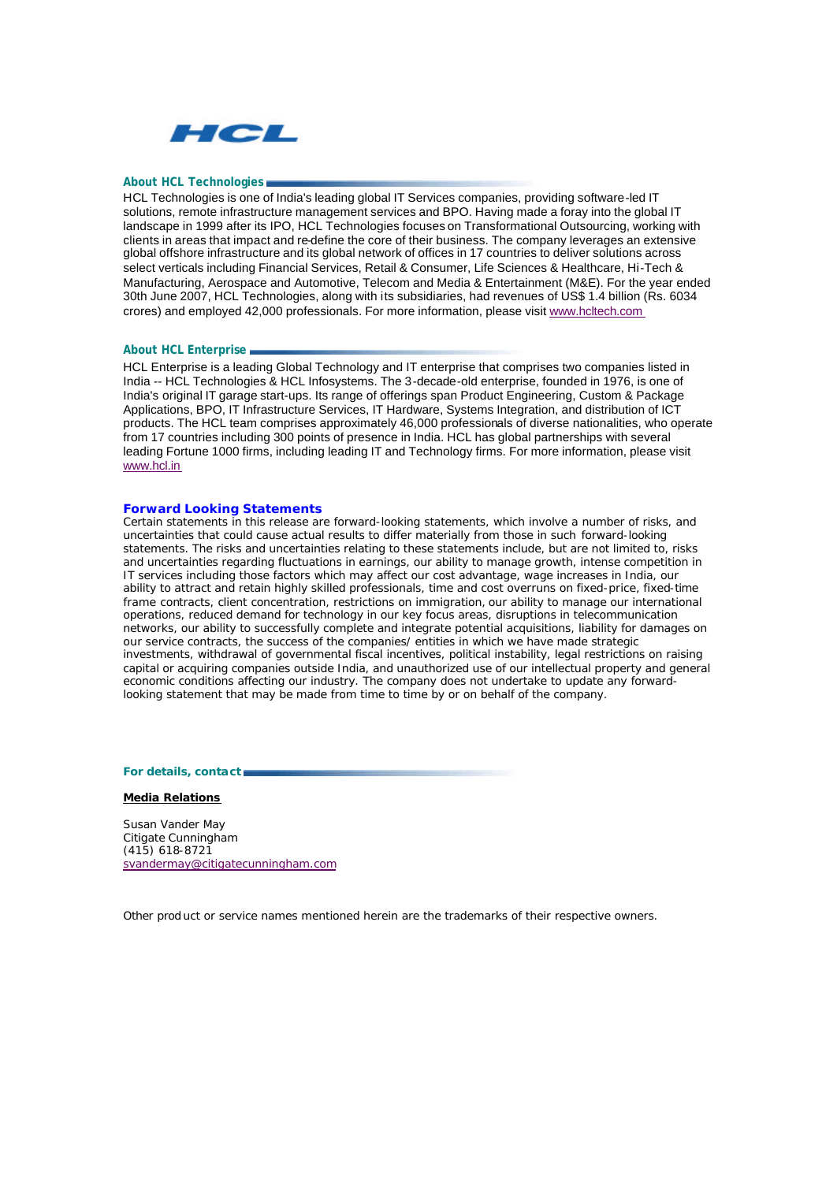HCL

## About HCL Technologies

HCL Technologies is one of India's leading global IT Services companies, providing software-led IT solutions, remote infrastructure management services and BPO. Having made a foray into the global IT landscape in 1999 after its IPO, HCL Technologies focuses on Transformational Outsourcing, working with clients in areas that impact and re-define the core of their business. The company leverages an extensive global offshore infrastructure and its global network of offices in 17 countries to deliver solutions across select verticals including Financial Services, Retail & Consumer, Life Sciences & Healthcare, Hi-Tech & Manufacturing, Aerospace and Automotive, Telecom and Media & Entertainment (M&E). For the year ended 30th June 2007, HCL Technologies, along with its subsidiaries, had revenues of US$ 1.4 billion (Rs. 6034 crores) and employed 42,000 professionals. For more information, please visit www.hcltech.com

## About HCL Enterprise

HCL Enterprise is a leading Global Technology and IT enterprise that comprises two companies listed in India -- HCL Technologies & HCL Infosystems. The 3-decade-old enterprise, founded in 1976, is one of India's original IT garage start-ups. Its range of offerings span Product Engineering, Custom & Package Applications, BPO, IT Infrastructure Services, IT Hardware, Systems Integration, and distribution of ICT products. The HCL team comprises approximately 46,000 professionals of diverse nationalities, who operate from 17 countries including 300 points of presence in India. HCL has global partnerships with several leading Fortune 1000 firms, including leading IT and Technology firms. For more information, please visit www.hcl.in

## Forward Looking Statements

Certain statements in this release are forward-looking statements, which involve a number of risks, and uncertainties that could cause actual results to differ materially from those in such forward-looking statements. The risks and uncertainties relating to these statements include, but are not limited to, risks and uncertainties regarding fluctuations in earnings, our ability to manage growth, intense competition in IT services including those factors which may affect our cost advantage, wage increases in India, our ability to attract and retain highly skilled professionals, time and cost overruns on fixed-price, fixed-time frame contracts, client concentration, restrictions on immigration, our ability to manage our international operations, reduced demand for technology in our key focus areas, disruptions in telecommunication networks, our ability to successfully complete and integrate potential acquisitions, liability for damages on our service contracts, the success of the companies/ entities in which we have made strategic investments, withdrawal of governmental fiscal incentives, political instability, legal restrictions on raising capital or acquiring companies outside India, and unauthorized use of our intellectual property and general economic conditions affecting our industry. The company does not undertake to update any forward-looking statement that may be made from time to time by or on behalf of the company.

## For details, contact

**Media Relations**

Susan Vander May
Citigate Cunningham
(415) 618-8721
svandermay@citigatecunningham.com

Other product or service names mentioned herein are the trademarks of their respective owners.